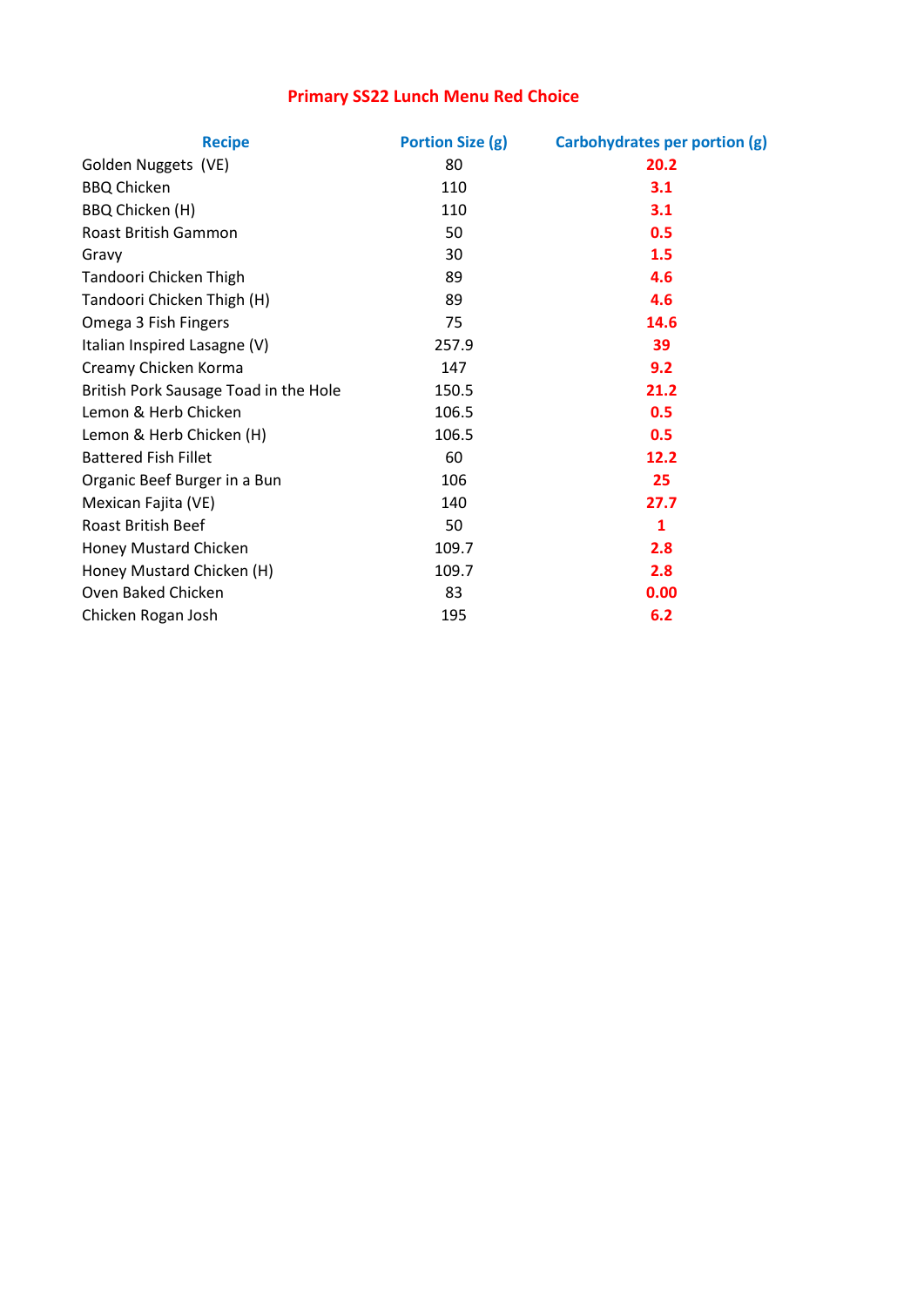# Primary SS22 Lunch Menu Red Choice

| Recipe | Portion Size (g) | Carbohydrates per portion (g) |
|---|---|---|
| Golden Nuggets (VE) | 80 | **20.2** |
| BBQ Chicken | 110 | **3.1** |
| BBQ Chicken (H) | 110 | **3.1** |
| Roast British Gammon | 50 | **0.5** |
| Gravy | 30 | **1.5** |
| Tandoori Chicken Thigh | 89 | **4.6** |
| Tandoori Chicken Thigh (H) | 89 | **4.6** |
| Omega 3 Fish Fingers | 75 | **14.6** |
| Italian Inspired Lasagne (V) | 257.9 | **39** |
| Creamy Chicken Korma | 147 | **9.2** |
| British Pork Sausage Toad in the Hole | 150.5 | **21.2** |
| Lemon & Herb Chicken | 106.5 | **0.5** |
| Lemon & Herb Chicken (H) | 106.5 | **0.5** |
| Battered Fish Fillet | 60 | **12.2** |
| Organic Beef Burger in a Bun | 106 | **25** |
| Mexican Fajita (VE) | 140 | **27.7** |
| Roast British Beef | 50 | **1** |
| Honey Mustard Chicken | 109.7 | **2.8** |
| Honey Mustard Chicken (H) | 109.7 | **2.8** |
| Oven Baked Chicken | 83 | **0.00** |
| Chicken Rogan Josh | 195 | **6.2** |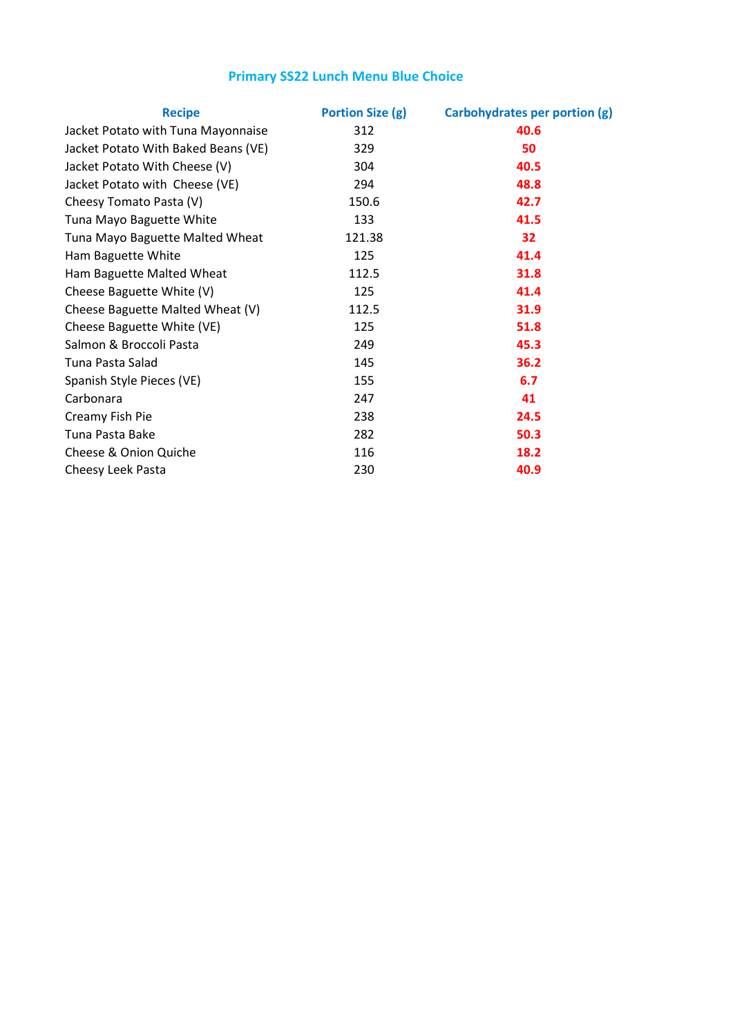## Primary SS22 Lunch Menu Blue Choice

| Recipe | Portion Size (g) | Carbohydrates per portion (g) |
|---|---|---|
| Jacket Potato with Tuna Mayonnaise | 312 | **40.6** |
| Jacket Potato With Baked Beans (VE) | 329 | **50** |
| Jacket Potato With Cheese (V) | 304 | **40.5** |
| Jacket Potato with  Cheese (VE) | 294 | **48.8** |
| Cheesy Tomato Pasta (V) | 150.6 | **42.7** |
| Tuna Mayo Baguette White | 133 | **41.5** |
| Tuna Mayo Baguette Malted Wheat | 121.38 | **32** |
| Ham Baguette White | 125 | **41.4** |
| Ham Baguette Malted Wheat | 112.5 | **31.8** |
| Cheese Baguette White (V) | 125 | **41.4** |
| Cheese Baguette Malted Wheat (V) | 112.5 | **31.9** |
| Cheese Baguette White (VE) | 125 | **51.8** |
| Salmon & Broccoli Pasta | 249 | **45.3** |
| Tuna Pasta Salad | 145 | **36.2** |
| Spanish Style Pieces (VE) | 155 | **6.7** |
| Carbonara | 247 | **41** |
| Creamy Fish Pie | 238 | **24.5** |
| Tuna Pasta Bake | 282 | **50.3** |
| Cheese & Onion Quiche | 116 | **18.2** |
| Cheesy Leek Pasta | 230 | **40.9** |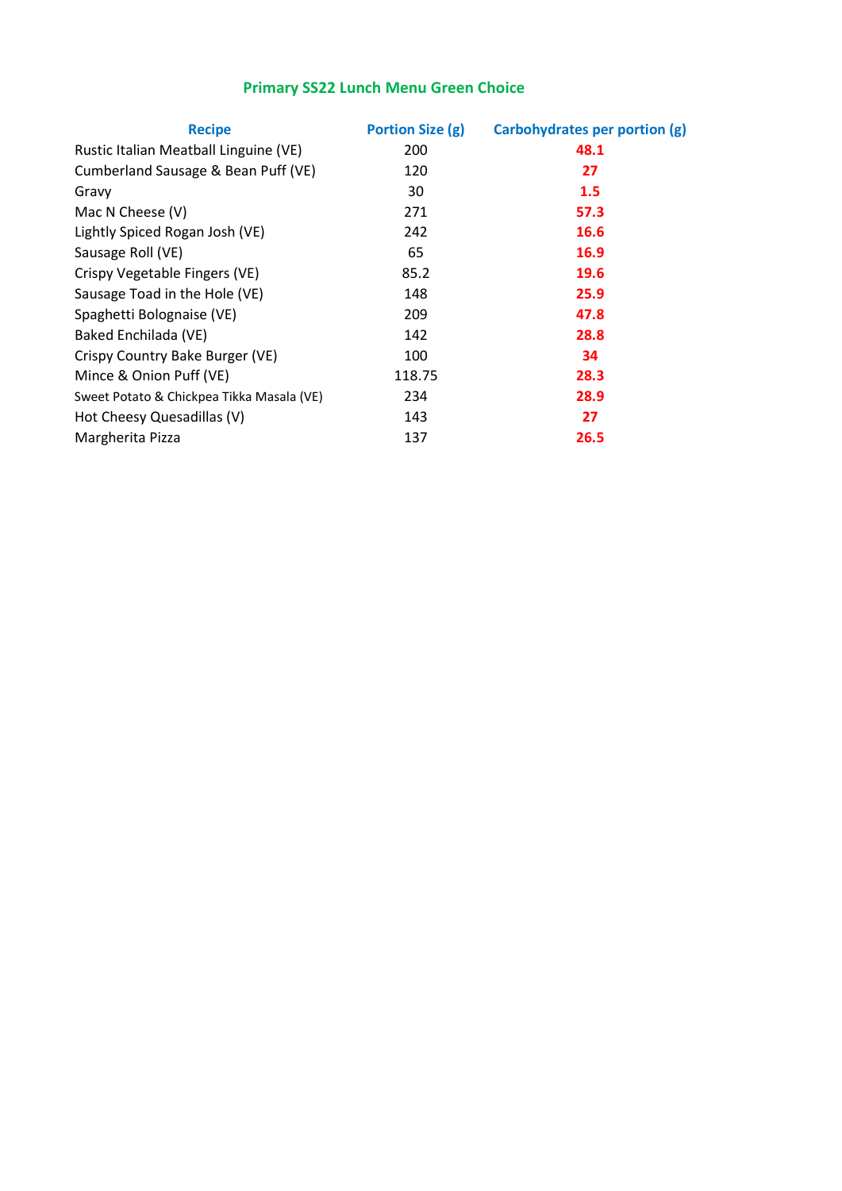## Primary SS22 Lunch Menu Green Choice

| Recipe | Portion Size (g) | Carbohydrates per portion (g) |
| --- | --- | --- |
| Rustic Italian Meatball Linguine (VE) | 200 | **48.1** |
| Cumberland Sausage & Bean Puff (VE) | 120 | **27** |
| Gravy | 30 | **1.5** |
| Mac N Cheese (V) | 271 | **57.3** |
| Lightly Spiced Rogan Josh (VE) | 242 | **16.6** |
| Sausage Roll (VE) | 65 | **16.9** |
| Crispy Vegetable Fingers (VE) | 85.2 | **19.6** |
| Sausage Toad in the Hole (VE) | 148 | **25.9** |
| Spaghetti Bolognaise (VE) | 209 | **47.8** |
| Baked Enchilada (VE) | 142 | **28.8** |
| Crispy Country Bake Burger (VE) | 100 | **34** |
| Mince & Onion Puff (VE) | 118.75 | **28.3** |
| Sweet Potato & Chickpea Tikka Masala (VE) | 234 | **28.9** |
| Hot Cheesy Quesadillas (V) | 143 | **27** |
| Margherita Pizza | 137 | **26.5** |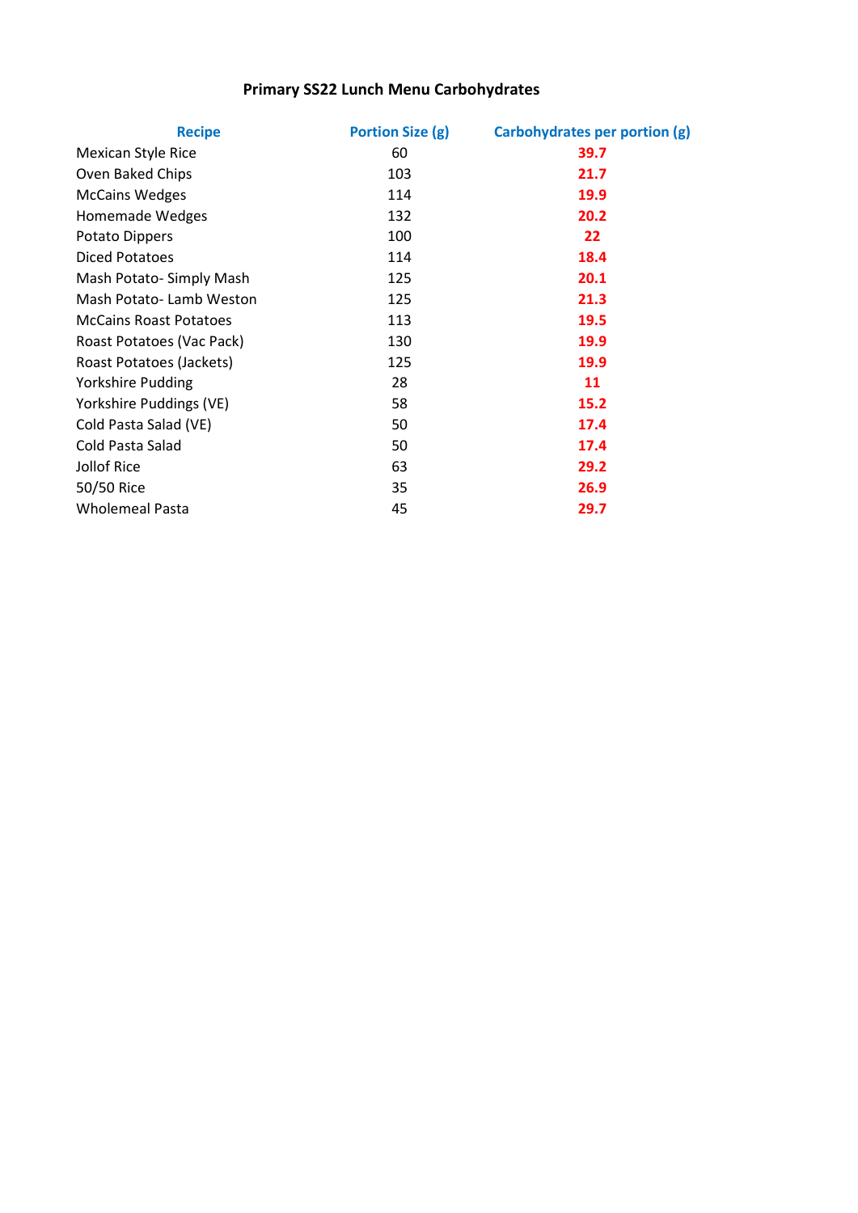# Primary SS22 Lunch Menu Carbohydrates

| Recipe | Portion Size (g) | Carbohydrates per portion (g) |
|---|---|---|
| Mexican Style Rice | 60 | **39.7** |
| Oven Baked Chips | 103 | **21.7** |
| McCains Wedges | 114 | **19.9** |
| Homemade Wedges | 132 | **20.2** |
| Potato Dippers | 100 | **22** |
| Diced Potatoes | 114 | **18.4** |
| Mash Potato- Simply Mash | 125 | **20.1** |
| Mash Potato- Lamb Weston | 125 | **21.3** |
| McCains Roast Potatoes | 113 | **19.5** |
| Roast Potatoes (Vac Pack) | 130 | **19.9** |
| Roast Potatoes (Jackets) | 125 | **19.9** |
| Yorkshire Pudding | 28 | **11** |
| Yorkshire Puddings (VE) | 58 | **15.2** |
| Cold Pasta Salad (VE) | 50 | **17.4** |
| Cold Pasta Salad | 50 | **17.4** |
| Jollof Rice | 63 | **29.2** |
| 50/50 Rice | 35 | **26.9** |
| Wholemeal Pasta | 45 | **29.7** |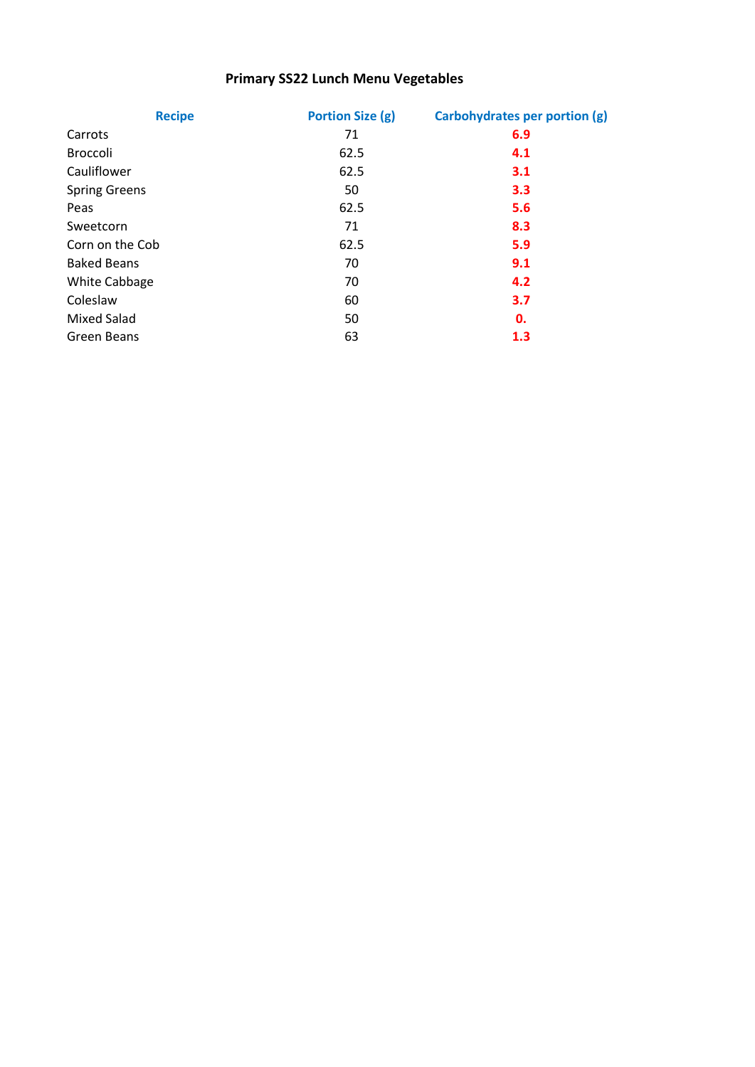# Primary SS22 Lunch Menu Vegetables

| Recipe | Portion Size (g) | Carbohydrates per portion (g) |
|---|---|---|
| Carrots | 71 | **6.9** |
| Broccoli | 62.5 | **4.1** |
| Cauliflower | 62.5 | **3.1** |
| Spring Greens | 50 | **3.3** |
| Peas | 62.5 | **5.6** |
| Sweetcorn | 71 | **8.3** |
| Corn on the Cob | 62.5 | **5.9** |
| Baked Beans | 70 | **9.1** |
| White Cabbage | 70 | **4.2** |
| Coleslaw | 60 | **3.7** |
| Mixed Salad | 50 | **0.** |
| Green Beans | 63 | **1.3** |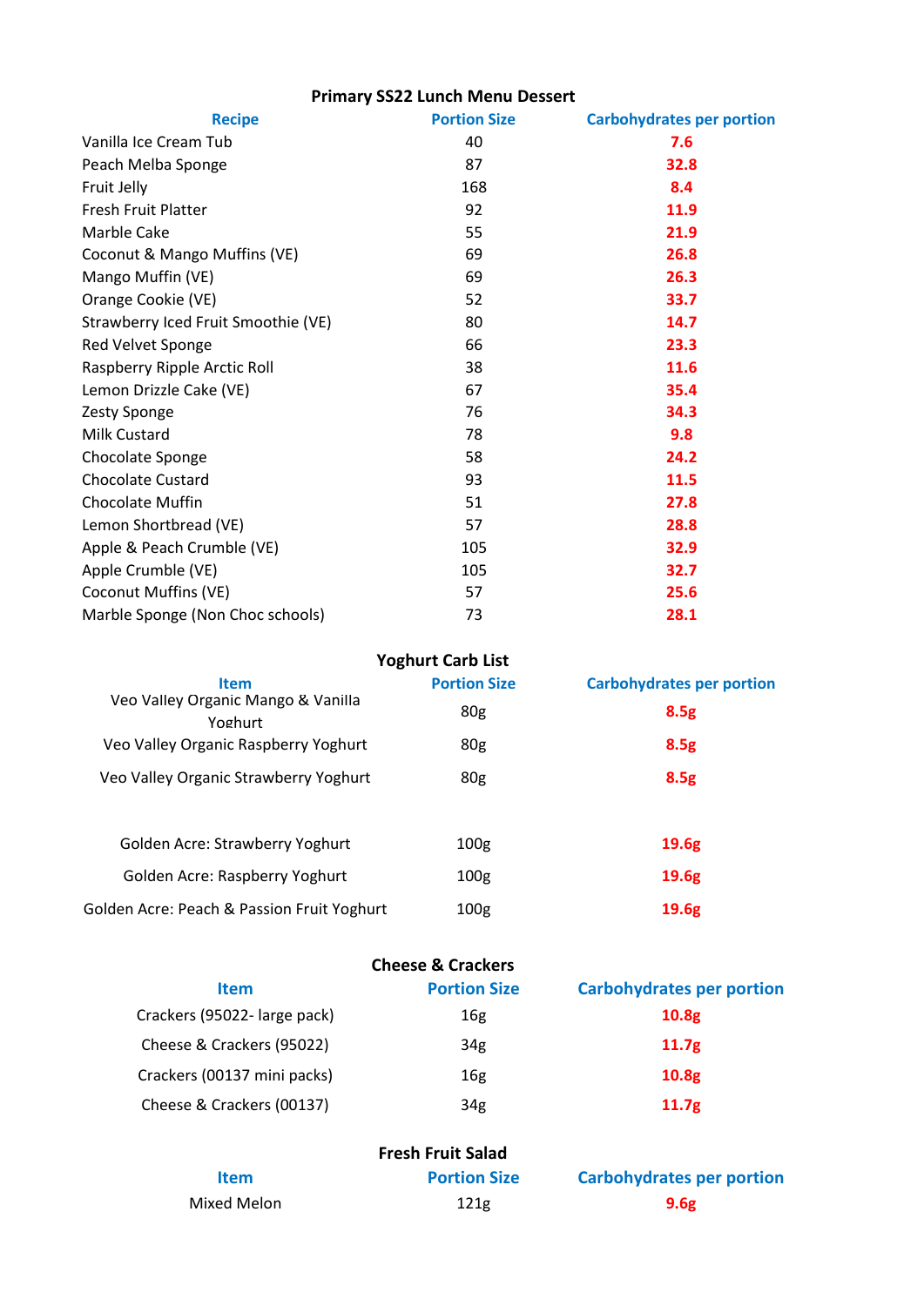## Primary SS22 Lunch Menu Dessert

| Recipe | Portion Size | Carbohydrates per portion |
|---|---|---|
| Vanilla Ice Cream Tub | 40 | 7.6 |
| Peach Melba Sponge | 87 | 32.8 |
| Fruit Jelly | 168 | 8.4 |
| Fresh Fruit Platter | 92 | 11.9 |
| Marble Cake | 55 | 21.9 |
| Coconut & Mango Muffins (VE) | 69 | 26.8 |
| Mango Muffin (VE) | 69 | 26.3 |
| Orange Cookie (VE) | 52 | 33.7 |
| Strawberry Iced Fruit Smoothie (VE) | 80 | 14.7 |
| Red Velvet Sponge | 66 | 23.3 |
| Raspberry Ripple Arctic Roll | 38 | 11.6 |
| Lemon Drizzle Cake (VE) | 67 | 35.4 |
| Zesty Sponge | 76 | 34.3 |
| Milk Custard | 78 | 9.8 |
| Chocolate Sponge | 58 | 24.2 |
| Chocolate Custard | 93 | 11.5 |
| Chocolate Muffin | 51 | 27.8 |
| Lemon Shortbread (VE) | 57 | 28.8 |
| Apple & Peach Crumble (VE) | 105 | 32.9 |
| Apple Crumble (VE) | 105 | 32.7 |
| Coconut Muffins (VE) | 57 | 25.6 |
| Marble Sponge (Non Choc schools) | 73 | 28.1 |

## Yoghurt Carb List

| Item | Portion Size | Carbohydrates per portion |
|---|---|---|
| Veo Valley Organic Mango & Vanilla Yoghurt | 80g | 8.5g |
| Veo Valley Organic Raspberry Yoghurt | 80g | 8.5g |
| Veo Valley Organic Strawberry Yoghurt | 80g | 8.5g |
| Golden Acre: Strawberry Yoghurt | 100g | 19.6g |
| Golden Acre: Raspberry Yoghurt | 100g | 19.6g |
| Golden Acre: Peach & Passion Fruit Yoghurt | 100g | 19.6g |

## Cheese & Crackers

| Item | Portion Size | Carbohydrates per portion |
|---|---|---|
| Crackers (95022- large pack) | 16g | 10.8g |
| Cheese & Crackers (95022) | 34g | 11.7g |
| Crackers (00137 mini packs) | 16g | 10.8g |
| Cheese & Crackers (00137) | 34g | 11.7g |

## Fresh Fruit Salad

| Item | Portion Size | Carbohydrates per portion |
|---|---|---|
| Mixed Melon | 121g | 9.6g |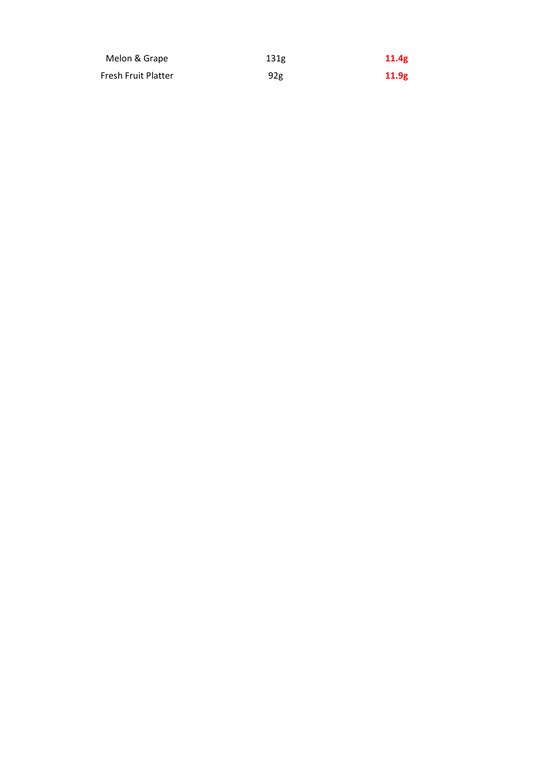| | | |
|---|---|---|
| Melon & Grape | 131g | **11.4g** |
| Fresh Fruit Platter | 92g | **11.9g** |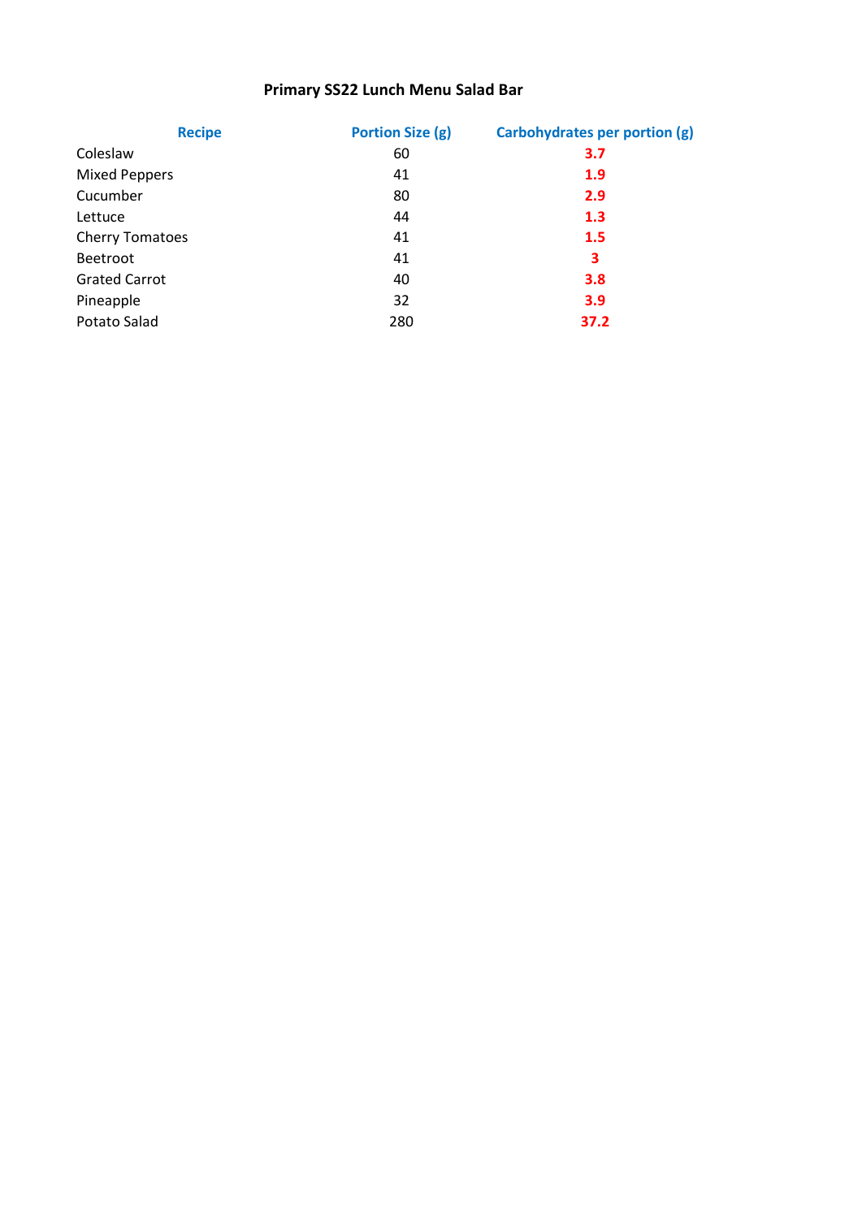## Primary SS22 Lunch Menu Salad Bar

| Recipe | Portion Size (g) | Carbohydrates per portion (g) |
|---|---|---|
| Coleslaw | 60 | **3.7** |
| Mixed Peppers | 41 | **1.9** |
| Cucumber | 80 | **2.9** |
| Lettuce | 44 | **1.3** |
| Cherry Tomatoes | 41 | **1.5** |
| Beetroot | 41 | **3** |
| Grated Carrot | 40 | **3.8** |
| Pineapple | 32 | **3.9** |
| Potato Salad | 280 | **37.2** |